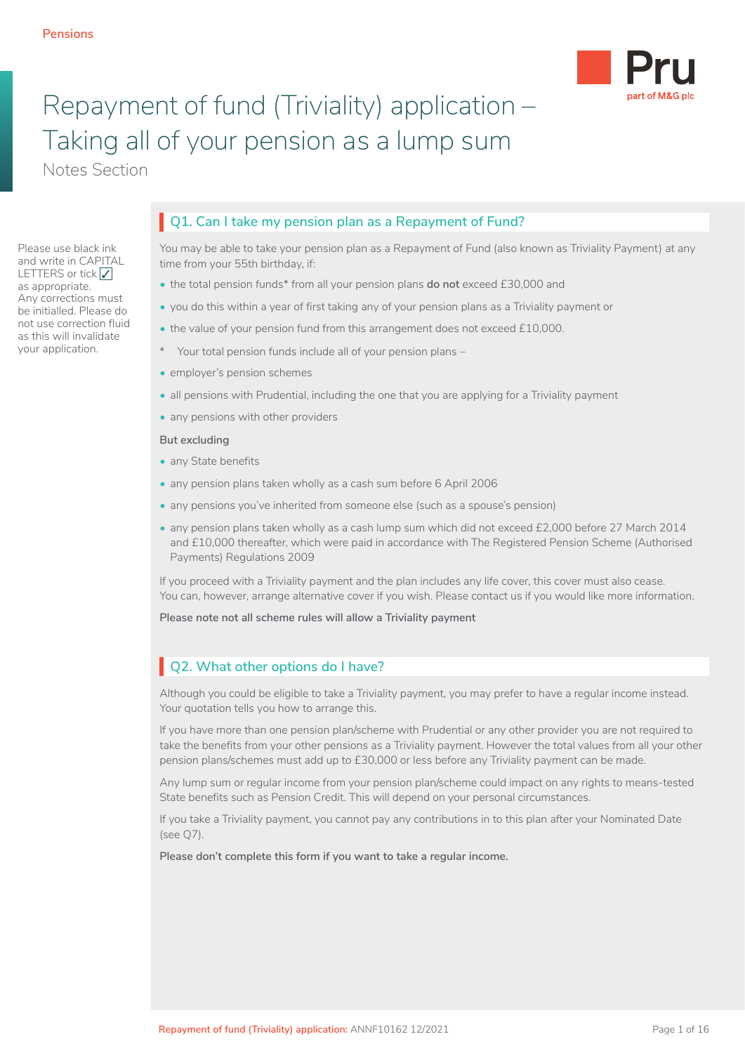Pensions

# Repayment of fund (Triviality) application – Taking all of your pension as a lump sum

Notes Section

Please use black ink and write in CAPITAL LETTERS or tick ✓ as appropriate. Any corrections must be initialled. Please do not use correction fluid as this will invalidate your application.

## Q1. Can I take my pension plan as a Repayment of Fund?

You may be able to take your pension plan as a Repayment of Fund (also known as Triviality Payment) at any time from your 55th birthday, if:

- the total pension funds* from all your pension plans **do not** exceed £30,000 and
- you do this within a year of first taking any of your pension plans as a Triviality payment or
- the value of your pension fund from this arrangement does not exceed £10,000.

\* Your total pension funds include all of your pension plans –

- employer's pension schemes
- all pensions with Prudential, including the one that you are applying for a Triviality payment
- any pensions with other providers

**But excluding**

- any State benefits
- any pension plans taken wholly as a cash sum before 6 April 2006
- any pensions you've inherited from someone else (such as a spouse's pension)
- any pension plans taken wholly as a cash lump sum which did not exceed £2,000 before 27 March 2014 and £10,000 thereafter, which were paid in accordance with The Registered Pension Scheme (Authorised Payments) Regulations 2009

If you proceed with a Triviality payment and the plan includes any life cover, this cover must also cease. You can, however, arrange alternative cover if you wish. Please contact us if you would like more information.

**Please note not all scheme rules will allow a Triviality payment**

## Q2. What other options do I have?

Although you could be eligible to take a Triviality payment, you may prefer to have a regular income instead. Your quotation tells you how to arrange this.

If you have more than one pension plan/scheme with Prudential or any other provider you are not required to take the benefits from your other pensions as a Triviality payment. However the total values from all your other pension plans/schemes must add up to £30,000 or less before any Triviality payment can be made.

Any lump sum or regular income from your pension plan/scheme could impact on any rights to means-tested State benefits such as Pension Credit. This will depend on your personal circumstances.

If you take a Triviality payment, you cannot pay any contributions in to this plan after your Nominated Date (see Q7).

**Please don't complete this form if you want to take a regular income.**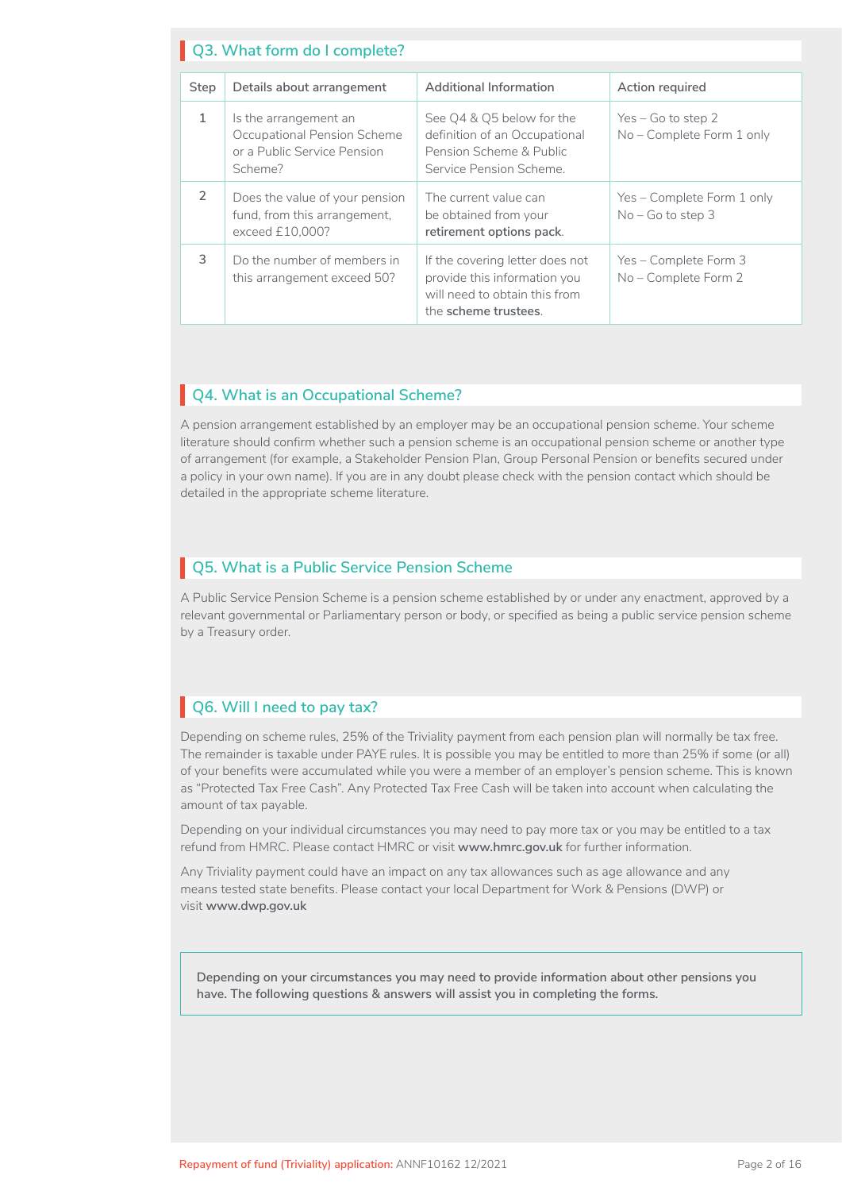## Q3. What form do I complete?

| Step | Details about arrangement | Additional Information | Action required |
|---|---|---|---|
| 1 | Is the arrangement an Occupational Pension Scheme or a Public Service Pension Scheme? | See Q4 & Q5 below for the definition of an Occupational Pension Scheme & Public Service Pension Scheme. | Yes – Go to step 2<br>No – Complete Form 1 only |
| 2 | Does the value of your pension fund, from this arrangement, exceed £10,000? | The current value can be obtained from your **retirement options pack**. | Yes – Complete Form 1 only<br>No – Go to step 3 |
| 3 | Do the number of members in this arrangement exceed 50? | If the covering letter does not provide this information you will need to obtain this from the **scheme trustees**. | Yes – Complete Form 3<br>No – Complete Form 2 |

## Q4. What is an Occupational Scheme?

A pension arrangement established by an employer may be an occupational pension scheme. Your scheme literature should confirm whether such a pension scheme is an occupational pension scheme or another type of arrangement (for example, a Stakeholder Pension Plan, Group Personal Pension or benefits secured under a policy in your own name). If you are in any doubt please check with the pension contact which should be detailed in the appropriate scheme literature.

## Q5. What is a Public Service Pension Scheme

A Public Service Pension Scheme is a pension scheme established by or under any enactment, approved by a relevant governmental or Parliamentary person or body, or specified as being a public service pension scheme by a Treasury order.

## Q6. Will I need to pay tax?

Depending on scheme rules, 25% of the Triviality payment from each pension plan will normally be tax free. The remainder is taxable under PAYE rules. It is possible you may be entitled to more than 25% if some (or all) of your benefits were accumulated while you were a member of an employer's pension scheme. This is known as "Protected Tax Free Cash". Any Protected Tax Free Cash will be taken into account when calculating the amount of tax payable.

Depending on your individual circumstances you may need to pay more tax or you may be entitled to a tax refund from HMRC. Please contact HMRC or visit **www.hmrc.gov.uk** for further information.

Any Triviality payment could have an impact on any tax allowances such as age allowance and any means tested state benefits. Please contact your local Department for Work & Pensions (DWP) or visit **www.dwp.gov.uk**

**Depending on your circumstances you may need to provide information about other pensions you have. The following questions & answers will assist you in completing the forms.**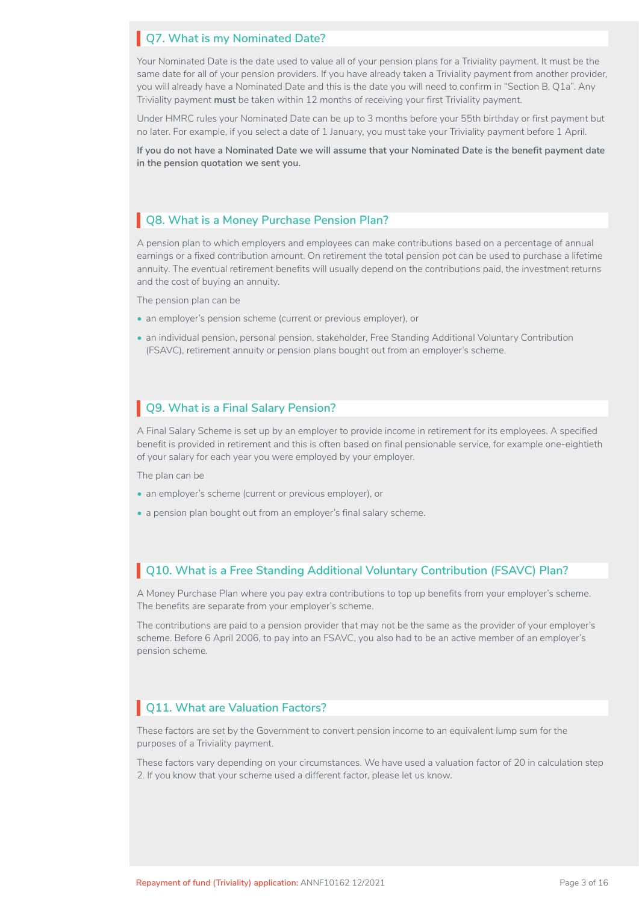## Q7. What is my Nominated Date?

Your Nominated Date is the date used to value all of your pension plans for a Triviality payment. It must be the same date for all of your pension providers. If you have already taken a Triviality payment from another provider, you will already have a Nominated Date and this is the date you will need to confirm in "Section B, Q1a". Any Triviality payment **must** be taken within 12 months of receiving your first Triviality payment.

Under HMRC rules your Nominated Date can be up to 3 months before your 55th birthday or first payment but no later. For example, if you select a date of 1 January, you must take your Triviality payment before 1 April.

**If you do not have a Nominated Date we will assume that your Nominated Date is the benefit payment date in the pension quotation we sent you.**

## Q8. What is a Money Purchase Pension Plan?

A pension plan to which employers and employees can make contributions based on a percentage of annual earnings or a fixed contribution amount. On retirement the total pension pot can be used to purchase a lifetime annuity. The eventual retirement benefits will usually depend on the contributions paid, the investment returns and the cost of buying an annuity.

The pension plan can be

- an employer's pension scheme (current or previous employer), or
- an individual pension, personal pension, stakeholder, Free Standing Additional Voluntary Contribution (FSAVC), retirement annuity or pension plans bought out from an employer's scheme.

## Q9. What is a Final Salary Pension?

A Final Salary Scheme is set up by an employer to provide income in retirement for its employees. A specified benefit is provided in retirement and this is often based on final pensionable service, for example one-eightieth of your salary for each year you were employed by your employer.

The plan can be

- an employer's scheme (current or previous employer), or
- a pension plan bought out from an employer's final salary scheme.

## Q10. What is a Free Standing Additional Voluntary Contribution (FSAVC) Plan?

A Money Purchase Plan where you pay extra contributions to top up benefits from your employer's scheme. The benefits are separate from your employer's scheme.

The contributions are paid to a pension provider that may not be the same as the provider of your employer's scheme. Before 6 April 2006, to pay into an FSAVC, you also had to be an active member of an employer's pension scheme.

## Q11. What are Valuation Factors?

These factors are set by the Government to convert pension income to an equivalent lump sum for the purposes of a Triviality payment.

These factors vary depending on your circumstances. We have used a valuation factor of 20 in calculation step 2. If you know that your scheme used a different factor, please let us know.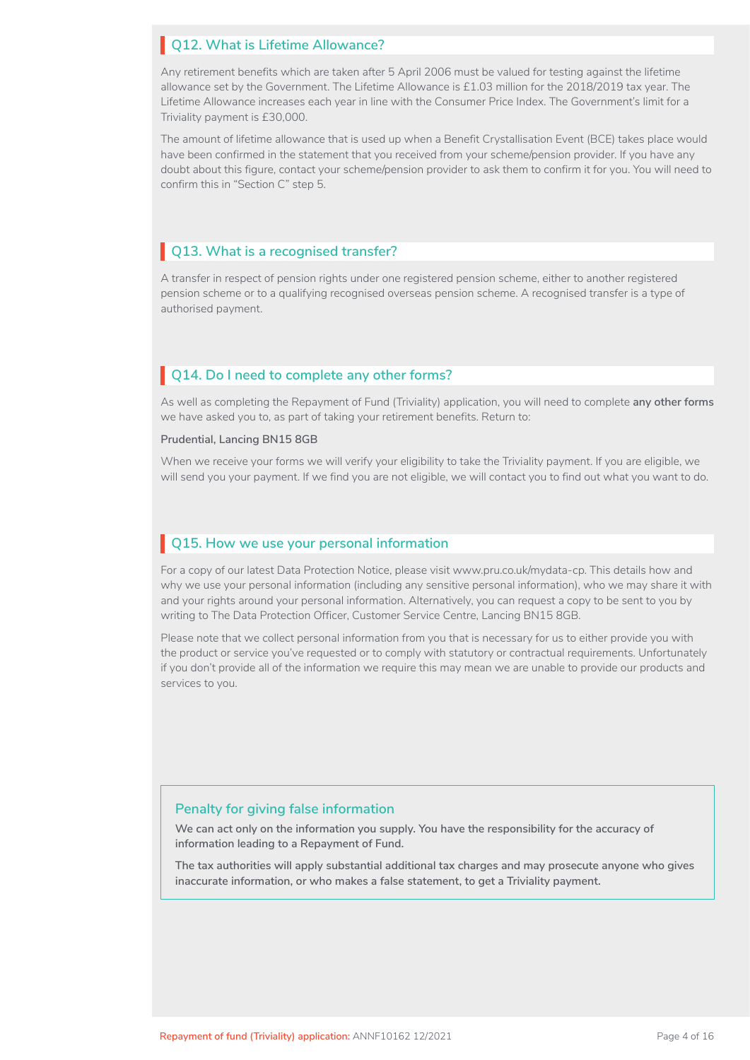## Q12. What is Lifetime Allowance?

Any retirement benefits which are taken after 5 April 2006 must be valued for testing against the lifetime allowance set by the Government. The Lifetime Allowance is £1.03 million for the 2018/2019 tax year. The Lifetime Allowance increases each year in line with the Consumer Price Index. The Government's limit for a Triviality payment is £30,000.

The amount of lifetime allowance that is used up when a Benefit Crystallisation Event (BCE) takes place would have been confirmed in the statement that you received from your scheme/pension provider. If you have any doubt about this figure, contact your scheme/pension provider to ask them to confirm it for you. You will need to confirm this in "Section C" step 5.

## Q13. What is a recognised transfer?

A transfer in respect of pension rights under one registered pension scheme, either to another registered pension scheme or to a qualifying recognised overseas pension scheme. A recognised transfer is a type of authorised payment.

## Q14. Do I need to complete any other forms?

As well as completing the Repayment of Fund (Triviality) application, you will need to complete **any other forms** we have asked you to, as part of taking your retirement benefits. Return to:

**Prudential, Lancing BN15 8GB**

When we receive your forms we will verify your eligibility to take the Triviality payment. If you are eligible, we will send you your payment. If we find you are not eligible, we will contact you to find out what you want to do.

## Q15. How we use your personal information

For a copy of our latest Data Protection Notice, please visit www.pru.co.uk/mydata-cp. This details how and why we use your personal information (including any sensitive personal information), who we may share it with and your rights around your personal information. Alternatively, you can request a copy to be sent to you by writing to The Data Protection Officer, Customer Service Centre, Lancing BN15 8GB.

Please note that we collect personal information from you that is necessary for us to either provide you with the product or service you've requested or to comply with statutory or contractual requirements. Unfortunately if you don't provide all of the information we require this may mean we are unable to provide our products and services to you.

### Penalty for giving false information

**We can act only on the information you supply. You have the responsibility for the accuracy of information leading to a Repayment of Fund.**

**The tax authorities will apply substantial additional tax charges and may prosecute anyone who gives inaccurate information, or who makes a false statement, to get a Triviality payment.**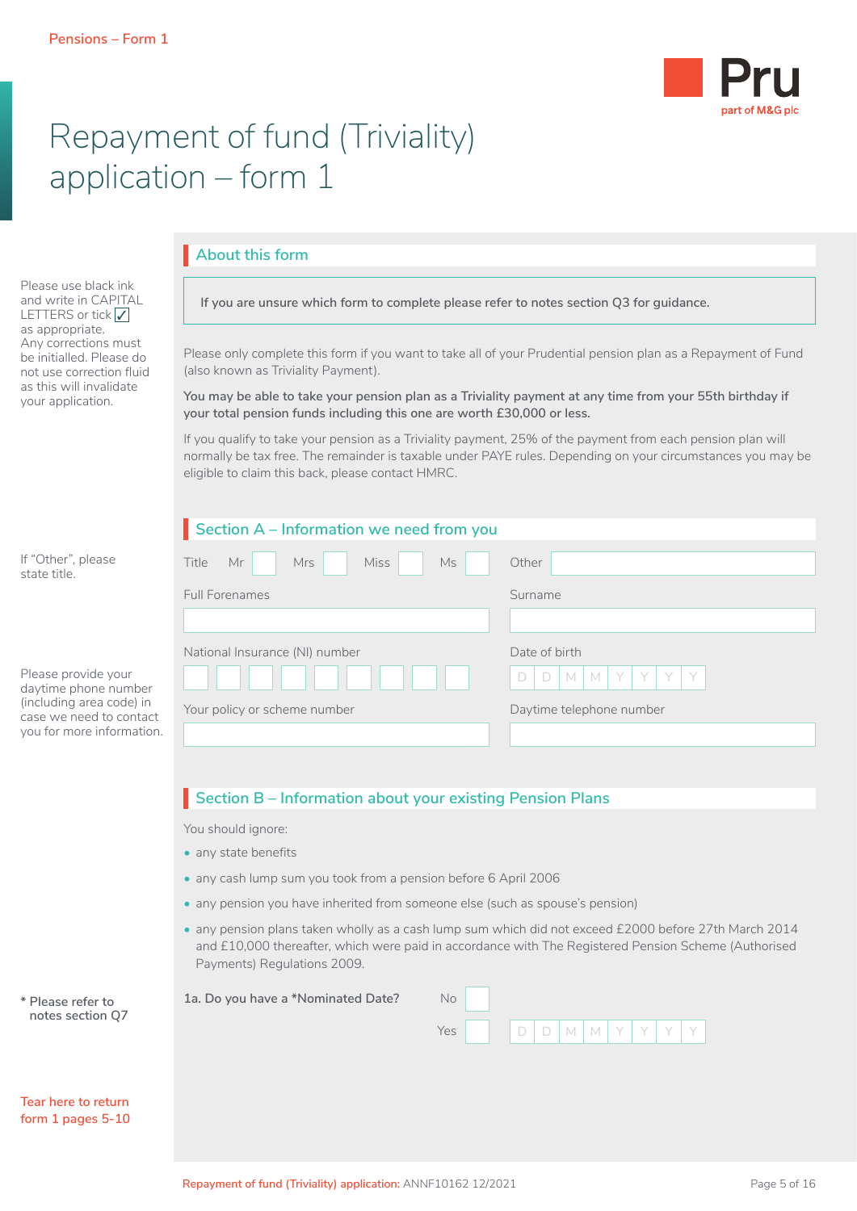Pensions – Form 1

# Repayment of fund (Triviality) application – form 1

Please use black ink and write in CAPITAL LETTERS or tick ✓ as appropriate. Any corrections must be initialled. Please do not use correction fluid as this will invalidate your application.

## About this form

**If you are unsure which form to complete please refer to notes section Q3 for guidance.**

Please only complete this form if you want to take all of your Prudential pension plan as a Repayment of Fund (also known as Triviality Payment).

**You may be able to take your pension plan as a Triviality payment at any time from your 55th birthday if your total pension funds including this one are worth £30,000 or less.**

If you qualify to take your pension as a Triviality payment, 25% of the payment from each pension plan will normally be tax free. The remainder is taxable under PAYE rules. Depending on your circumstances you may be eligible to claim this back, please contact HMRC.

## Section A – Information we need from you

If "Other", please state title.

Title  Mr ☐  Mrs ☐  Miss ☐  Ms ☐  Other ____________

Full Forenames ____________

Surname ____________

Please provide your daytime phone number (including area code) in case we need to contact you for more information.

National Insurance (NI) number ☐☐☐☐☐☐☐☐☐

Date of birth D D M M Y Y Y Y

Your policy or scheme number ____________

Daytime telephone number ____________

## Section B – Information about your existing Pension Plans

You should ignore:

- any state benefits
- any cash lump sum you took from a pension before 6 April 2006
- any pension you have inherited from someone else (such as spouse's pension)
- any pension plans taken wholly as a cash lump sum which did not exceed £2000 before 27th March 2014 and £10,000 thereafter, which were paid in accordance with The Registered Pension Scheme (Authorised Payments) Regulations 2009.

\* Please refer to notes section Q7

1a. Do you have a *Nominated Date?

No ☐

Yes ☐ D D M M Y Y Y Y

Tear here to return form 1 pages 5-10

Repayment of fund (Triviality) application: ANNF10162 12/2021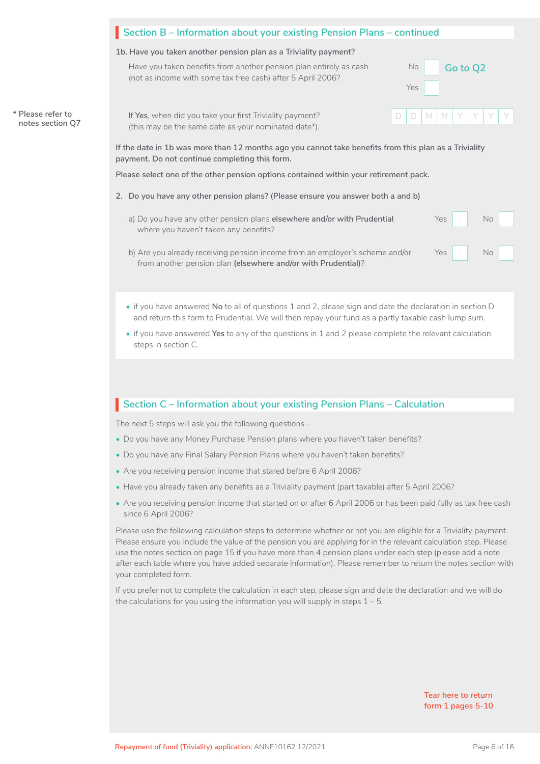## Section B – Information about your existing Pension Plans – continued

**1b. Have you taken another pension plan as a Triviality payment?**

Have you taken benefits from another pension plan entirely as cash (not as income with some tax free cash) after 5 April 2006?

No ☐ Go to Q2

Yes ☐

\* Please refer to notes section Q7

If **Yes**, when did you take your first Triviality payment? (this may be the same date as your nominated date*).

D D M M Y Y Y Y

**If the date in 1b was more than 12 months ago you cannot take benefits from this plan as a Triviality payment. Do not continue completing this form.**

**Please select one of the other pension options contained within your retirement pack.**

**2. Do you have any other pension plans? (Please ensure you answer both a and b)**

a) Do you have any other pension plans **elsewhere and/or with Prudential** where you haven't taken any benefits?

Yes ☐ No ☐

b) Are you already receiving pension income from an employer's scheme and/or from another pension plan **(elsewhere and/or with Prudential)**?

Yes ☐ No ☐

- if you have answered **No** to all of questions 1 and 2, please sign and date the declaration in section D and return this form to Prudential. We will then repay your fund as a partly taxable cash lump sum.
- if you have answered **Yes** to any of the questions in 1 and 2 please complete the relevant calculation steps in section C.

## Section C – Information about your existing Pension Plans – Calculation

The next 5 steps will ask you the following questions –

- Do you have any Money Purchase Pension plans where you haven't taken benefits?
- Do you have any Final Salary Pension Plans where you haven't taken benefits?
- Are you receiving pension income that stared before 6 April 2006?
- Have you already taken any benefits as a Triviality payment (part taxable) after 5 April 2006?
- Are you receiving pension income that started on or after 6 April 2006 or has been paid fully as tax free cash since 6 April 2006?

Please use the following calculation steps to determine whether or not you are eligible for a Triviality payment. Please ensure you include the value of the pension you are applying for in the relevant calculation step. Please use the notes section on page 15 if you have more than 4 pension plans under each step (please add a note after each table where you have added separate information). Please remember to return the notes section with your completed form.

If you prefer not to complete the calculation in each step, please sign and date the declaration and we will do the calculations for you using the information you will supply in steps 1 – 5.

Tear here to return form 1 pages 5-10

Repayment of fund (Triviality) application: ANNF10162 12/2021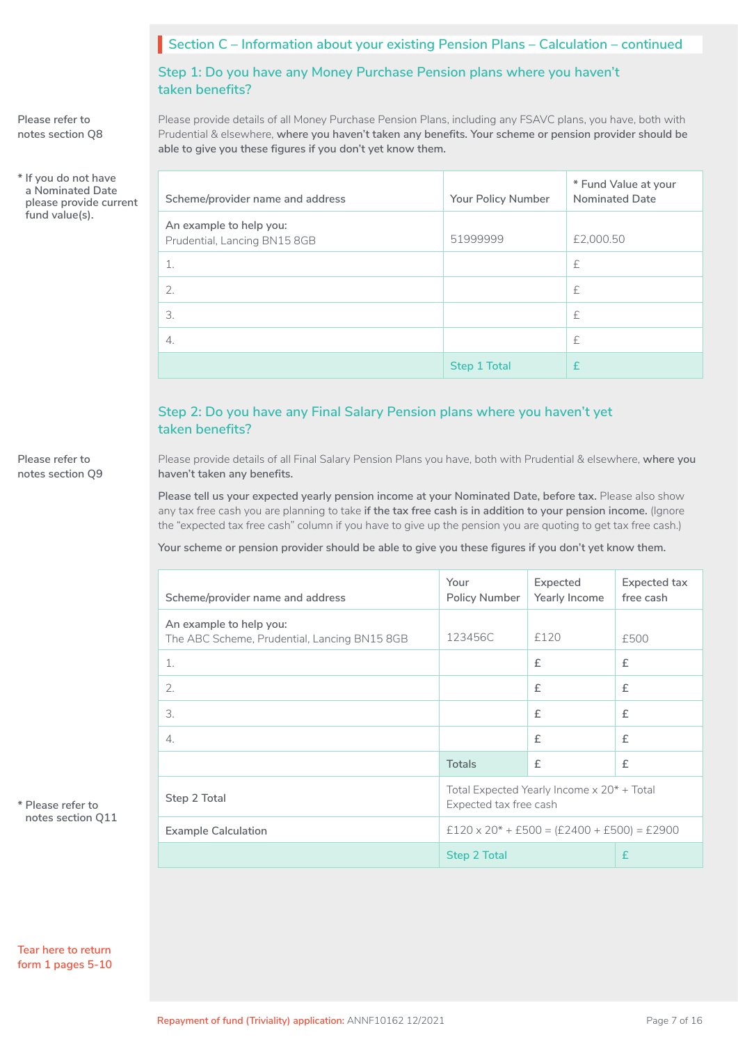## Section C – Information about your existing Pension Plans – Calculation – continued

### Step 1: Do you have any Money Purchase Pension plans where you haven't taken benefits?

Please refer to notes section Q8

Please provide details of all Money Purchase Pension Plans, including any FSAVC plans, you have, both with Prudential & elsewhere, **where you haven't taken any benefits. Your scheme or pension provider should be able to give you these figures if you don't yet know them.**

* If you do not have a Nominated Date please provide current fund value(s).

| Scheme/provider name and address | Your Policy Number | * Fund Value at your Nominated Date |
|---|---|---|
| An example to help you: Prudential, Lancing BN15 8GB | 51999999 | £2,000.50 |
| 1. | | £ |
| 2. | | £ |
| 3. | | £ |
| 4. | | £ |
| | Step 1 Total | £ |

### Step 2: Do you have any Final Salary Pension plans where you haven't yet taken benefits?

Please refer to notes section Q9

Please provide details of all Final Salary Pension Plans you have, both with Prudential & elsewhere, **where you haven't taken any benefits.**

**Please tell us your expected yearly pension income at your Nominated Date, before tax.** Please also show any tax free cash you are planning to take **if the tax free cash is in addition to your pension income.** (Ignore the "expected tax free cash" column if you have to give up the pension you are quoting to get tax free cash.)

**Your scheme or pension provider should be able to give you these figures if you don't yet know them.**

| Scheme/provider name and address | Your Policy Number | Expected Yearly Income | Expected tax free cash |
|---|---|---|---|
| An example to help you: The ABC Scheme, Prudential, Lancing BN15 8GB | 123456C | £120 | £500 |
| 1. | | £ | £ |
| 2. | | £ | £ |
| 3. | | £ | £ |
| 4. | | £ | £ |
| | Totals | £ | £ |
| Step 2 Total | Total Expected Yearly Income x 20* + Total Expected tax free cash | | |
| Example Calculation | £120 x 20* + £500 = (£2400 + £500) = £2900 | | |
| | Step 2 Total | | £ |

* Please refer to notes section Q11

Tear here to return form 1 pages 5-10

Repayment of fund (Triviality) application: ANNF10162 12/2021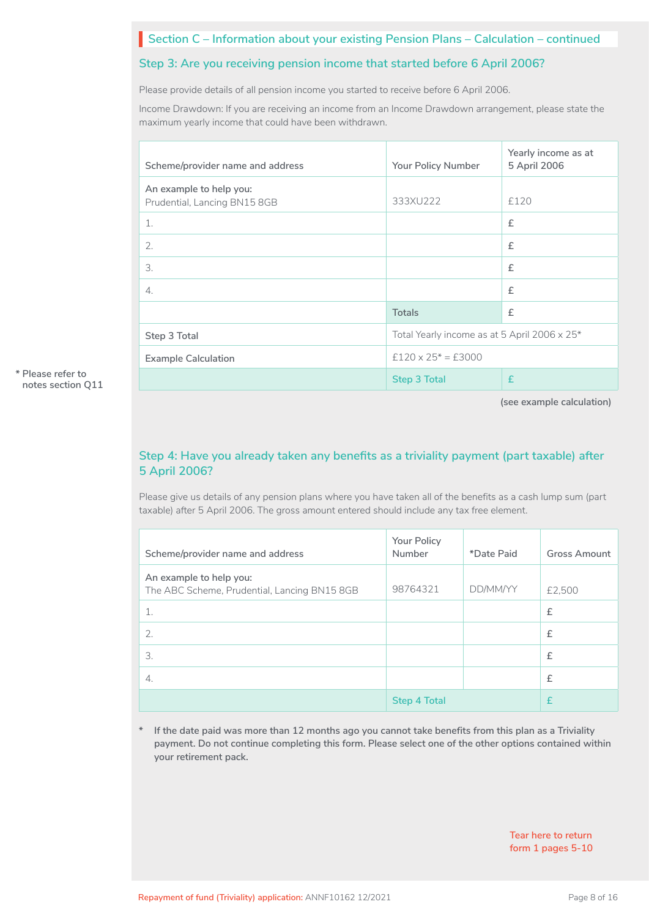## Section C – Information about your existing Pension Plans – Calculation – continued

### Step 3: Are you receiving pension income that started before 6 April 2006?

Please provide details of all pension income you started to receive before 6 April 2006.

Income Drawdown: If you are receiving an income from an Income Drawdown arrangement, please state the maximum yearly income that could have been withdrawn.

| Scheme/provider name and address | Your Policy Number | Yearly income as at 5 April 2006 |
|---|---|---|
| **An example to help you:** Prudential, Lancing BN15 8GB | 333XU222 | £120 |
| 1. | | £ |
| 2. | | £ |
| 3. | | £ |
| 4. | | £ |
| | Totals | £ |
| Step 3 Total | Total Yearly income as at 5 April 2006 x 25* | |
| Example Calculation | £120 x 25* = £3000 | |
| | Step 3 Total | £ |

(see example calculation)

* Please refer to notes section Q11

### Step 4: Have you already taken any benefits as a triviality payment (part taxable) after 5 April 2006?

Please give us details of any pension plans where you have taken all of the benefits as a cash lump sum (part taxable) after 5 April 2006. The gross amount entered should include any tax free element.

| Scheme/provider name and address | Your Policy Number | *Date Paid | Gross Amount |
|---|---|---|---|
| **An example to help you:** The ABC Scheme, Prudential, Lancing BN15 8GB | 98764321 | DD/MM/YY | £2,500 |
| 1. | | | £ |
| 2. | | | £ |
| 3. | | | £ |
| 4. | | | £ |
| | Step 4 Total | | £ |

**\* If the date paid was more than 12 months ago you cannot take benefits from this plan as a Triviality payment. Do not continue completing this form. Please select one of the other options contained within your retirement pack.**

Tear here to return form 1 pages 5-10

Repayment of fund (Triviality) application: ANNF10162 12/2021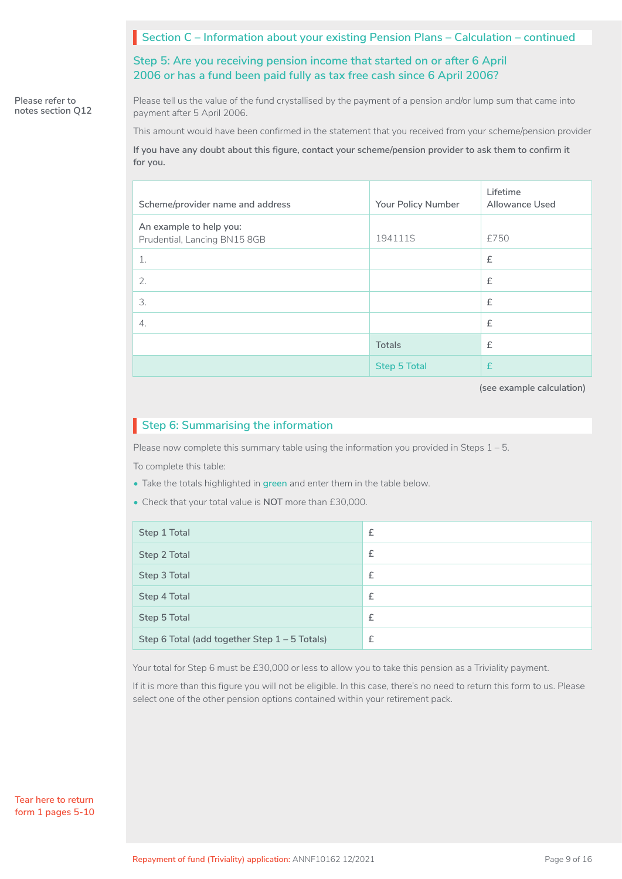## Section C – Information about your existing Pension Plans – Calculation – continued

### Step 5: Are you receiving pension income that started on or after 6 April 2006 or has a fund been paid fully as tax free cash since 6 April 2006?

Please refer to notes section Q12

Please tell us the value of the fund crystallised by the payment of a pension and/or lump sum that came into payment after 5 April 2006.

This amount would have been confirmed in the statement that you received from your scheme/pension provider

**If you have any doubt about this figure, contact your scheme/pension provider to ask them to confirm it for you.**

| Scheme/provider name and address | Your Policy Number | Lifetime Allowance Used |
|---|---|---|
| **An example to help you:** Prudential, Lancing BN15 8GB | 194111S | £750 |
| 1. | | £ |
| 2. | | £ |
| 3. | | £ |
| 4. | | £ |
| | Totals | £ |
| | Step 5 Total | £ |

**(see example calculation)**

## Step 6: Summarising the information

Please now complete this summary table using the information you provided in Steps 1 – 5.

To complete this table:

- Take the totals highlighted in green and enter them in the table below.
- Check that your total value is **NOT** more than £30,000.

| | |
|---|---|
| Step 1 Total | £ |
| Step 2 Total | £ |
| Step 3 Total | £ |
| Step 4 Total | £ |
| Step 5 Total | £ |
| Step 6 Total (add together Step 1 – 5 Totals) | £ |

Your total for Step 6 must be £30,000 or less to allow you to take this pension as a Triviality payment.

If it is more than this figure you will not be eligible. In this case, there's no need to return this form to us. Please select one of the other pension options contained within your retirement pack.

Tear here to return form 1 pages 5-10

Repayment of fund (Triviality) application: ANNF10162 12/2021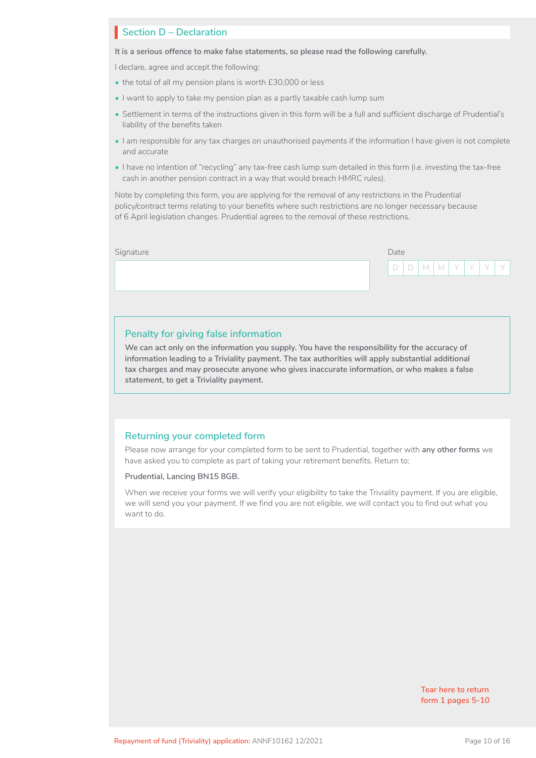## Section D – Declaration

**It is a serious offence to make false statements, so please read the following carefully.**

I declare, agree and accept the following:

- the total of all my pension plans is worth £30,000 or less
- I want to apply to take my pension plan as a partly taxable cash lump sum
- Settlement in terms of the instructions given in this form will be a full and sufficient discharge of Prudential's liability of the benefits taken
- I am responsible for any tax charges on unauthorised payments if the information I have given is not complete and accurate
- I have no intention of "recycling" any tax-free cash lump sum detailed in this form (i.e. investing the tax-free cash in another pension contract in a way that would breach HMRC rules).

Note by completing this form, you are applying for the removal of any restrictions in the Prudential policy/contract terms relating to your benefits where such restrictions are no longer necessary because of 6 April legislation changes. Prudential agrees to the removal of these restrictions.

Signature

Date

| D | D | M | M | Y | Y | Y | Y |
|---|---|---|---|---|---|---|---|

### Penalty for giving false information

**We can act only on the information you supply. You have the responsibility for the accuracy of information leading to a Triviality payment. The tax authorities will apply substantial additional tax charges and may prosecute anyone who gives inaccurate information, or who makes a false statement, to get a Triviality payment.**

### Returning your completed form

Please now arrange for your completed form to be sent to Prudential, together with **any other forms** we have asked you to complete as part of taking your retirement benefits. Return to:

**Prudential, Lancing BN15 8GB.**

When we receive your forms we will verify your eligibility to take the Triviality payment. If you are eligible, we will send you your payment. If we find you are not eligible, we will contact you to find out what you want to do.

Tear here to return form 1 pages 5-10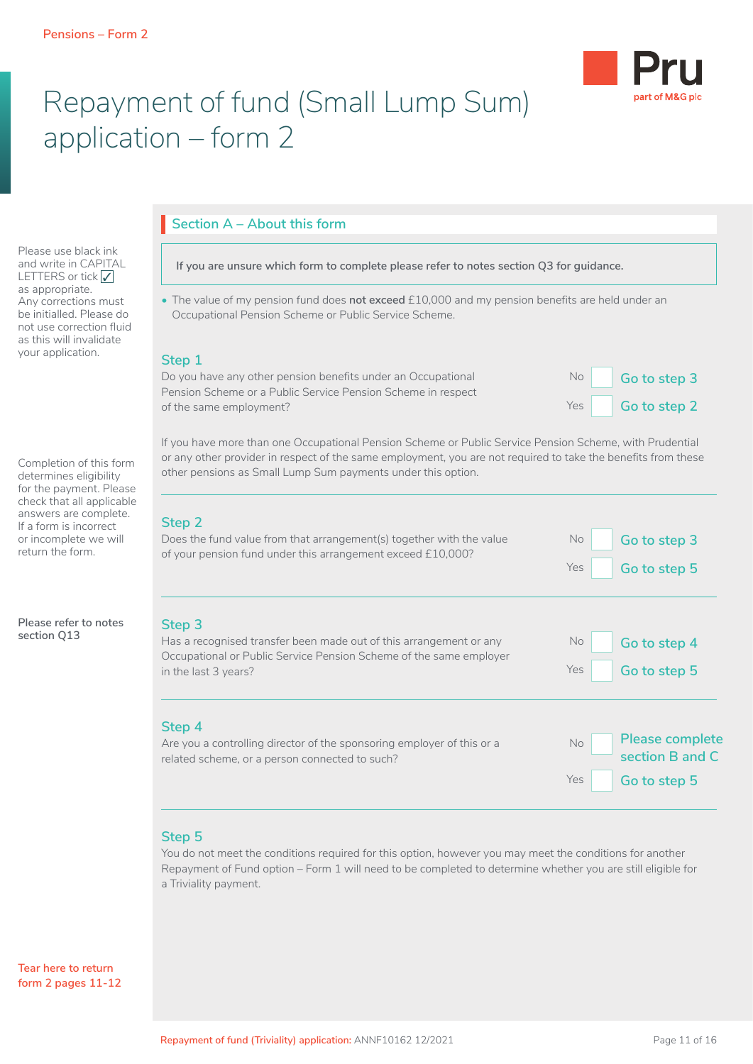Pensions – Form 2

# Repayment of fund (Small Lump Sum) application – form 2

Pru part of M&G plc

Please use black ink and write in CAPITAL LETTERS or tick ✓ as appropriate. Any corrections must be initialled. Please do not use correction fluid as this will invalidate your application.

## Section A – About this form

**If you are unsure which form to complete please refer to notes section Q3 for guidance.**

- The value of my pension fund does **not exceed** £10,000 and my pension benefits are held under an Occupational Pension Scheme or Public Service Scheme.

### Step 1

Do you have any other pension benefits under an Occupational Pension Scheme or a Public Service Pension Scheme in respect of the same employment?

No ☐ Go to step 3

Yes ☐ Go to step 2

If you have more than one Occupational Pension Scheme or Public Service Pension Scheme, with Prudential or any other provider in respect of the same employment, you are not required to take the benefits from these other pensions as Small Lump Sum payments under this option.

Completion of this form determines eligibility for the payment. Please check that all applicable answers are complete. If a form is incorrect or incomplete we will return the form.

### Step 2

Does the fund value from that arrangement(s) together with the value of your pension fund under this arrangement exceed £10,000?

No ☐ Go to step 3

Yes ☐ Go to step 5

Please refer to notes section Q13

### Step 3

Has a recognised transfer been made out of this arrangement or any Occupational or Public Service Pension Scheme of the same employer in the last 3 years?

No ☐ Go to step 4

Yes ☐ Go to step 5

### Step 4

Are you a controlling director of the sponsoring employer of this or a related scheme, or a person connected to such?

No ☐ Please complete section B and C

Yes ☐ Go to step 5

### Step 5

You do not meet the conditions required for this option, however you may meet the conditions for another Repayment of Fund option – Form 1 will need to be completed to determine whether you are still eligible for a Triviality payment.

Tear here to return form 2 pages 11-12

Repayment of fund (Triviality) application: ANNF10162 12/2021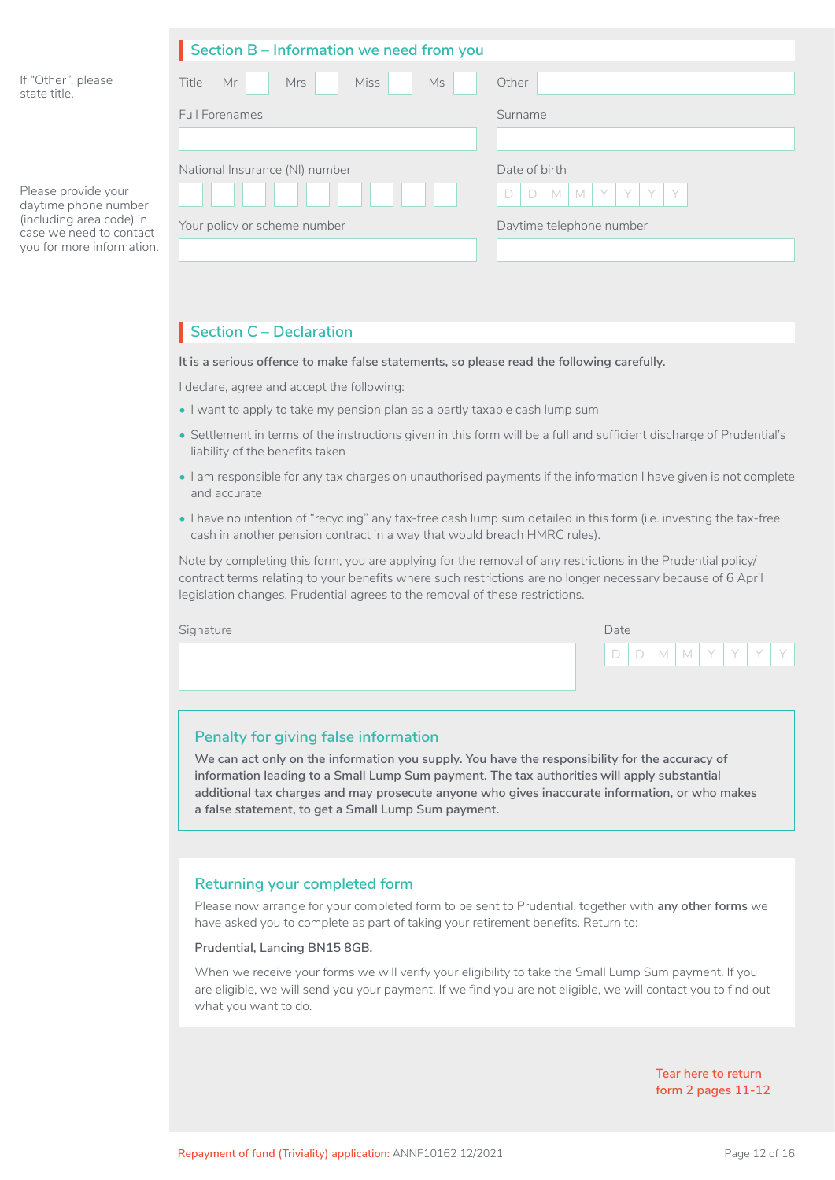## Section B – Information we need from you

If "Other", please state title.

Title Mr ☐ Mrs ☐ Miss ☐ Ms ☐ Other ________

Full Forenames ________

Surname ________

National Insurance (NI) number ☐☐☐☐☐☐☐☐☐

Date of birth D D M M Y Y Y Y

Your policy or scheme number ________

Please provide your daytime phone number (including area code) in case we need to contact you for more information.

Daytime telephone number ________

## Section C – Declaration

**It is a serious offence to make false statements, so please read the following carefully.**

I declare, agree and accept the following:

- I want to apply to take my pension plan as a partly taxable cash lump sum
- Settlement in terms of the instructions given in this form will be a full and sufficient discharge of Prudential's liability of the benefits taken
- I am responsible for any tax charges on unauthorised payments if the information I have given is not complete and accurate
- I have no intention of "recycling" any tax-free cash lump sum detailed in this form (i.e. investing the tax-free cash in another pension contract in a way that would breach HMRC rules).

Note by completing this form, you are applying for the removal of any restrictions in the Prudential policy/ contract terms relating to your benefits where such restrictions are no longer necessary because of 6 April legislation changes. Prudential agrees to the removal of these restrictions.

Signature ________

Date D D M M Y Y Y Y

### Penalty for giving false information

**We can act only on the information you supply. You have the responsibility for the accuracy of information leading to a Small Lump Sum payment. The tax authorities will apply substantial additional tax charges and may prosecute anyone who gives inaccurate information, or who makes a false statement, to get a Small Lump Sum payment.**

### Returning your completed form

Please now arrange for your completed form to be sent to Prudential, together with **any other forms** we have asked you to complete as part of taking your retirement benefits. Return to:

**Prudential, Lancing BN15 8GB.**

When we receive your forms we will verify your eligibility to take the Small Lump Sum payment. If you are eligible, we will send you your payment. If we find you are not eligible, we will contact you to find out what you want to do.

Tear here to return form 2 pages 11-12

Repayment of fund (Triviality) application: ANNF10162 12/2021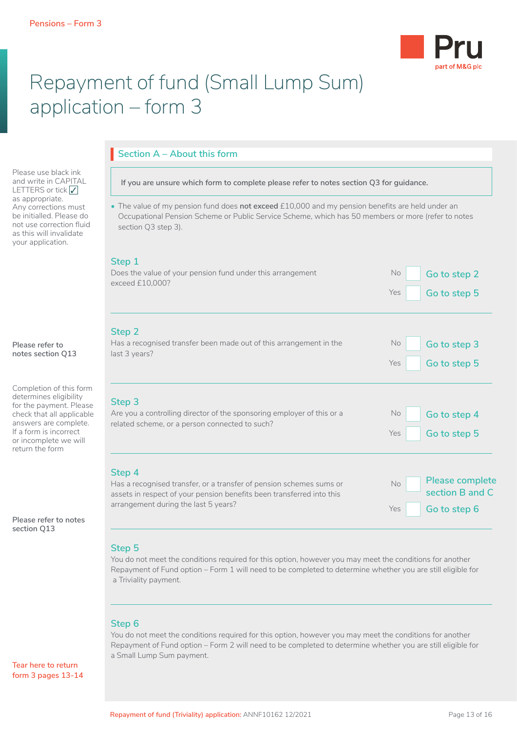Pensions – Form 3

# Repayment of fund (Small Lump Sum) application – form 3

Please use black ink and write in CAPITAL LETTERS or tick ✓ as appropriate. Any corrections must be initialled. Please do not use correction fluid as this will invalidate your application.

## Section A – About this form

If you are unsure which form to complete please refer to notes section Q3 for guidance.

- The value of my pension fund does **not exceed** £10,000 and my pension benefits are held under an Occupational Pension Scheme or Public Service Scheme, which has 50 members or more (refer to notes section Q3 step 3).

### Step 1

Does the value of your pension fund under this arrangement exceed £10,000?

- No ☐ Go to step 2
- Yes ☐ Go to step 5

### Step 2

Please refer to notes section Q13

Has a recognised transfer been made out of this arrangement in the last 3 years?

- No ☐ Go to step 3
- Yes ☐ Go to step 5

Completion of this form determines eligibility for the payment. Please check that all applicable answers are complete. If a form is incorrect or incomplete we will return the form

### Step 3

Are you a controlling director of the sponsoring employer of this or a related scheme, or a person connected to such?

- No ☐ Go to step 4
- Yes ☐ Go to step 5

### Step 4

Please refer to notes section Q13

Has a recognised transfer, or a transfer of pension schemes sums or assets in respect of your pension benefits been transferred into this arrangement during the last 5 years?

- No ☐ Please complete section B and C
- Yes ☐ Go to step 6

### Step 5

You do not meet the conditions required for this option, however you may meet the conditions for another Repayment of Fund option – Form 1 will need to be completed to determine whether you are still eligible for a Triviality payment.

### Step 6

You do not meet the conditions required for this option, however you may meet the conditions for another Repayment of Fund option – Form 2 will need to be completed to determine whether you are still eligible for a Small Lump Sum payment.

Tear here to return form 3 pages 13-14

Repayment of fund (Triviality) application: ANNF10162 12/2021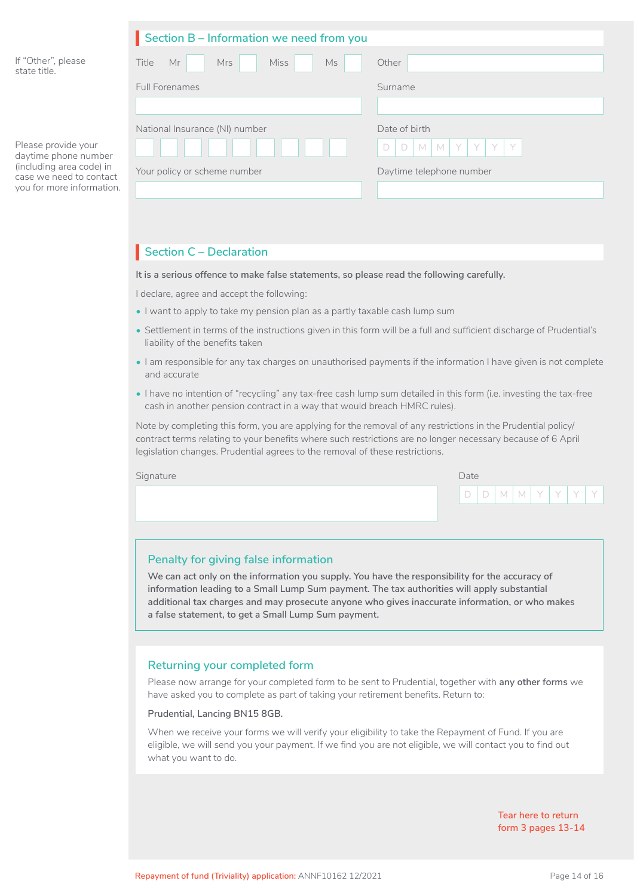## Section B – Information we need from you

If "Other", please state title.

Title Mr ☐ Mrs ☐ Miss ☐ Ms ☐ Other ________

Full Forenames ________

Surname ________

National Insurance (NI) number ☐☐☐☐☐☐☐☐☐

Date of birth D D M M Y Y Y Y

Please provide your daytime phone number (including area code) in case we need to contact you for more information.

Your policy or scheme number ________

Daytime telephone number ________

## Section C – Declaration

**It is a serious offence to make false statements, so please read the following carefully.**

I declare, agree and accept the following:

- I want to apply to take my pension plan as a partly taxable cash lump sum
- Settlement in terms of the instructions given in this form will be a full and sufficient discharge of Prudential's liability of the benefits taken
- I am responsible for any tax charges on unauthorised payments if the information I have given is not complete and accurate
- I have no intention of "recycling" any tax-free cash lump sum detailed in this form (i.e. investing the tax-free cash in another pension contract in a way that would breach HMRC rules).

Note by completing this form, you are applying for the removal of any restrictions in the Prudential policy/contract terms relating to your benefits where such restrictions are no longer necessary because of 6 April legislation changes. Prudential agrees to the removal of these restrictions.

Signature ________

Date D D M M Y Y Y Y

### Penalty for giving false information

**We can act only on the information you supply. You have the responsibility for the accuracy of information leading to a Small Lump Sum payment. The tax authorities will apply substantial additional tax charges and may prosecute anyone who gives inaccurate information, or who makes a false statement, to get a Small Lump Sum payment.**

### Returning your completed form

Please now arrange for your completed form to be sent to Prudential, together with **any other forms** we have asked you to complete as part of taking your retirement benefits. Return to:

**Prudential, Lancing BN15 8GB.**

When we receive your forms we will verify your eligibility to take the Repayment of Fund. If you are eligible, we will send you your payment. If we find you are not eligible, we will contact you to find out what you want to do.

Tear here to return form 3 pages 13-14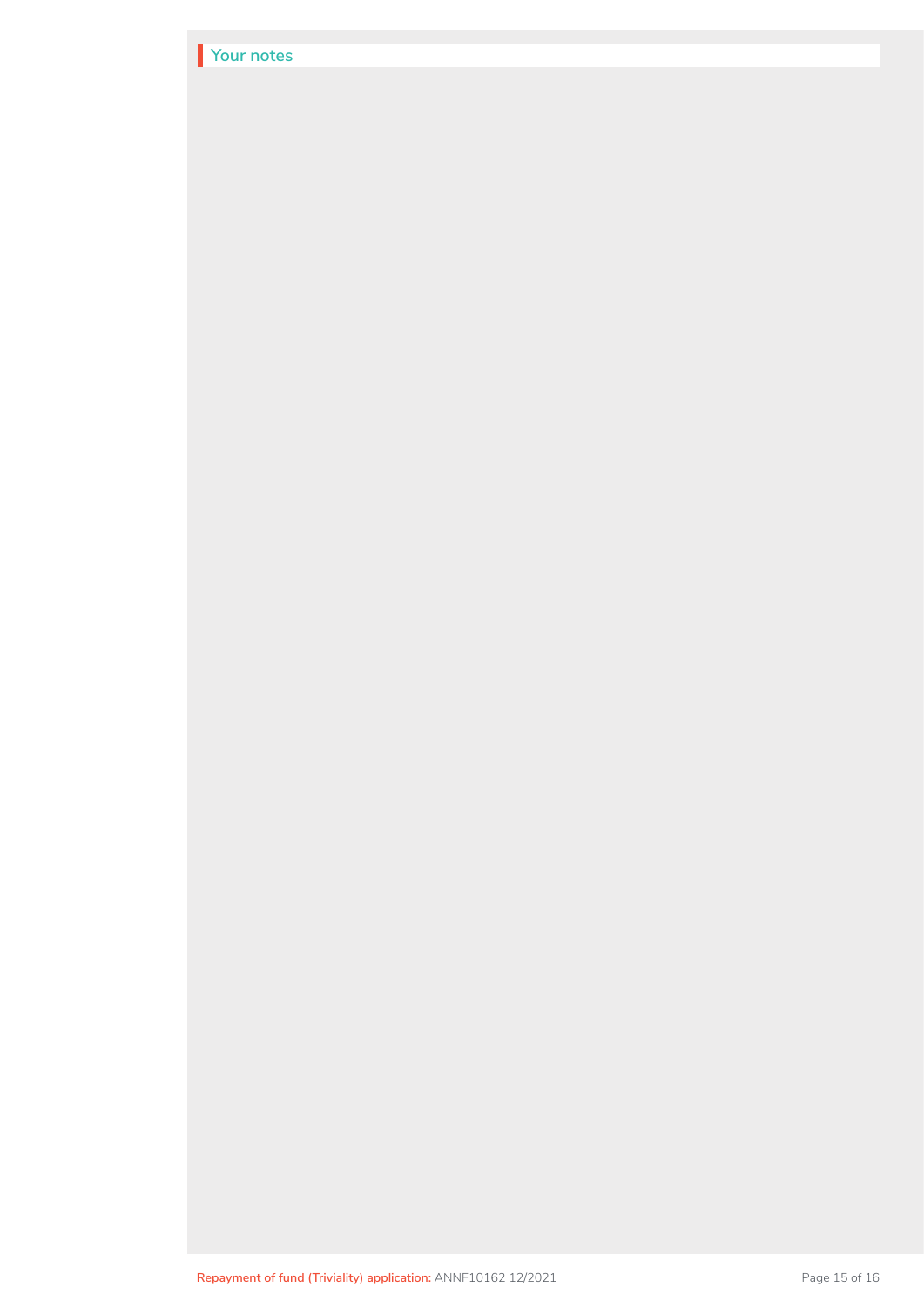## Your notes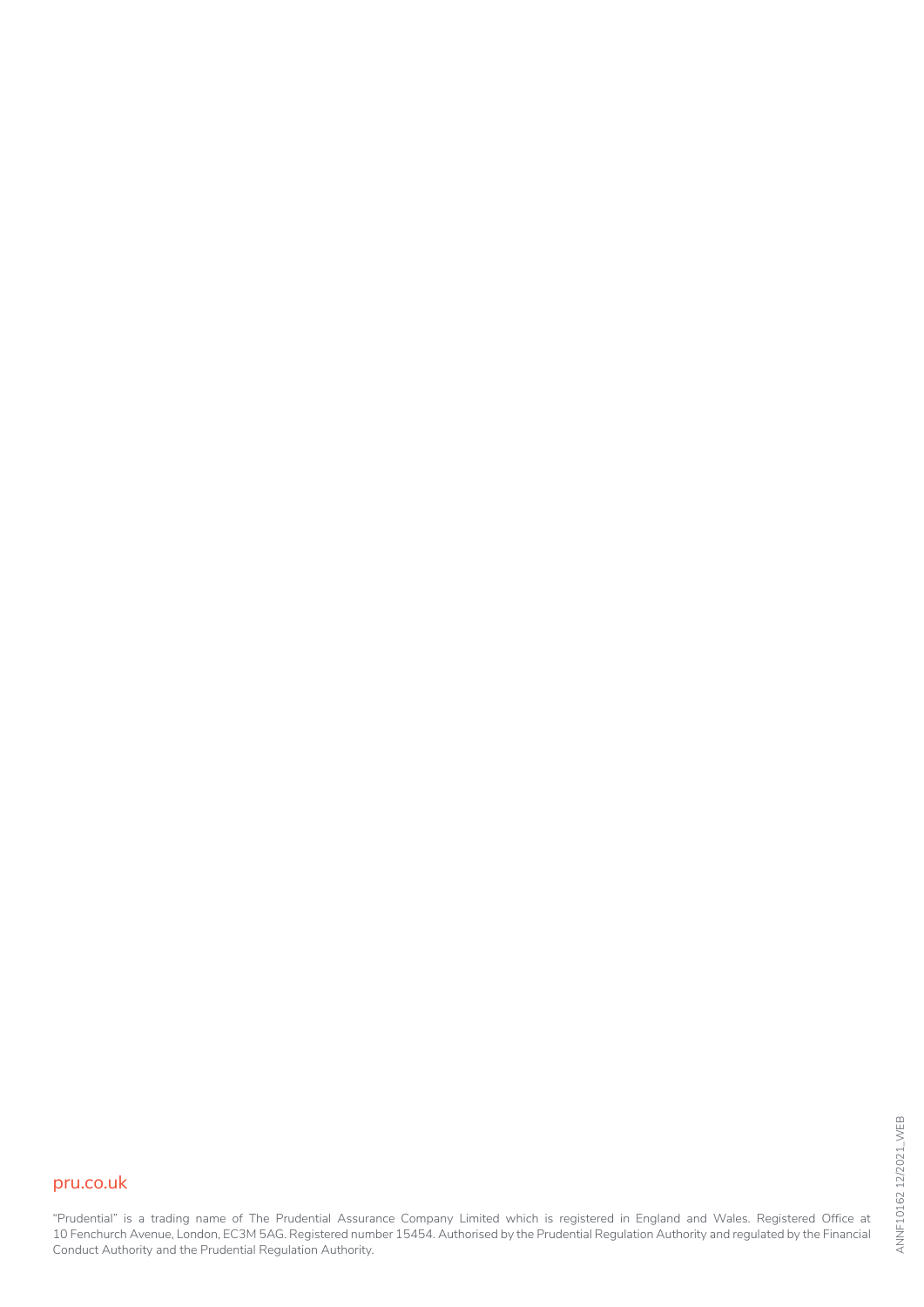pru.co.uk

"Prudential" is a trading name of The Prudential Assurance Company Limited which is registered in England and Wales. Registered Office at 10 Fenchurch Avenue, London, EC3M 5AG. Registered number 15454. Authorised by the Prudential Regulation Authority and regulated by the Financial Conduct Authority and the Prudential Regulation Authority.

ANNF10162 12/2021_WEB